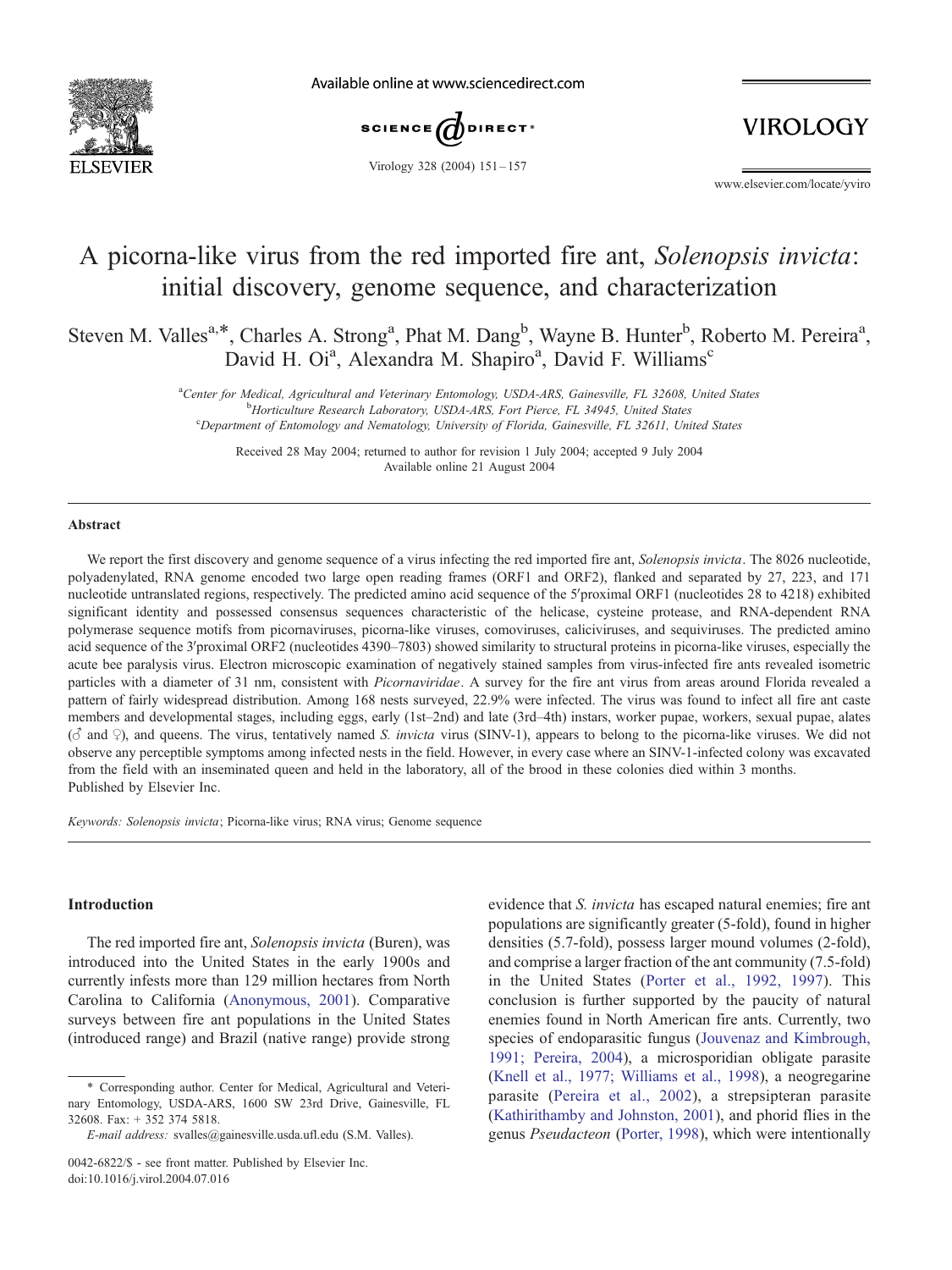# A picorna-like virus from the red imported fire ant, *Solenopsis invicta*: initial discovery, genome sequence, and characterization

Steven M. Valles[a,*], Charles A. Strong[a], Phat M. Dang[b], Wayne B. Hunter[b], Roberto M. Pereira[a], David H. Oi[a], Alexandra M. Shapiro[a], David F. Williams[c]

[a]Center for Medical, Agricultural and Veterinary Entomology, USDA-ARS, Gainesville, FL 32608, United States
[b]Horticulture Research Laboratory, USDA-ARS, Fort Pierce, FL 34945, United States
[c]Department of Entomology and Nematology, University of Florida, Gainesville, FL 32611, United States

Received 28 May 2004; returned to author for revision 1 July 2004; accepted 9 July 2004
Available online 21 August 2004

## Abstract

We report the first discovery and genome sequence of a virus infecting the red imported fire ant, *Solenopsis invicta*. The 8026 nucleotide, polyadenylated, RNA genome encoded two large open reading frames (ORF1 and ORF2), flanked and separated by 27, 223, and 171 nucleotide untranslated regions, respectively. The predicted amino acid sequence of the 5′proximal ORF1 (nucleotides 28 to 4218) exhibited significant identity and possessed consensus sequences characteristic of the helicase, cysteine protease, and RNA-dependent RNA polymerase sequence motifs from picornaviruses, picorna-like viruses, comoviruses, caliciviruses, and sequiviruses. The predicted amino acid sequence of the 3′proximal ORF2 (nucleotides 4390–7803) showed similarity to structural proteins in picorna-like viruses, especially the acute bee paralysis virus. Electron microscopic examination of negatively stained samples from virus-infected fire ants revealed isometric particles with a diameter of 31 nm, consistent with *Picornaviridae*. A survey for the fire ant virus from areas around Florida revealed a pattern of fairly widespread distribution. Among 168 nests surveyed, 22.9% were infected. The virus was found to infect all fire ant caste members and developmental stages, including eggs, early (1st–2nd) and late (3rd–4th) instars, worker pupae, workers, sexual pupae, alates (♂ and ♀), and queens. The virus, tentatively named *S. invicta* virus (SINV-1), appears to belong to the picorna-like viruses. We did not observe any perceptible symptoms among infected nests in the field. However, in every case where an SINV-1-infected colony was excavated from the field with an inseminated queen and held in the laboratory, all of the brood in these colonies died within 3 months.
Published by Elsevier Inc.

*Keywords:* *Solenopsis invicta*; Picorna-like virus; RNA virus; Genome sequence

## Introduction

The red imported fire ant, *Solenopsis invicta* (Buren), was introduced into the United States in the early 1900s and currently infests more than 129 million hectares from North Carolina to California (Anonymous, 2001). Comparative surveys between fire ant populations in the United States (introduced range) and Brazil (native range) provide strong evidence that *S. invicta* has escaped natural enemies; fire ant populations are significantly greater (5-fold), found in higher densities (5.7-fold), possess larger mound volumes (2-fold), and comprise a larger fraction of the ant community (7.5-fold) in the United States (Porter et al., 1992, 1997). This conclusion is further supported by the paucity of natural enemies found in North American fire ants. Currently, two species of endoparasitic fungus (Jouvenaz and Kimbrough, 1991; Pereira, 2004), a microsporidian obligate parasite (Knell et al., 1977; Williams et al., 1998), a neogregarine parasite (Pereira et al., 2002), a strepsipteran parasite (Kathirithamby and Johnston, 2001), and phorid flies in the genus *Pseudacteon* (Porter, 1998), which were intentionally

\* Corresponding author. Center for Medical, Agricultural and Veterinary Entomology, USDA-ARS, 1600 SW 23rd Drive, Gainesville, FL 32608. Fax: + 352 374 5818.

*E-mail address:* svalles@gainesville.usda.ufl.edu (S.M. Valles).

0042-6822/$ - see front matter. Published by Elsevier Inc.
doi:10.1016/j.virol.2004.07.016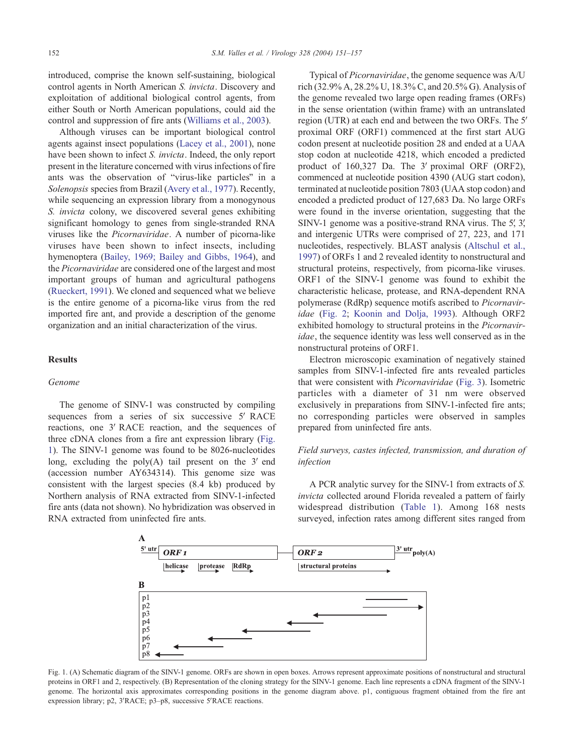introduced, comprise the known self-sustaining, biological control agents in North American *S. invicta*. Discovery and exploitation of additional biological control agents, from either South or North American populations, could aid the control and suppression of fire ants (Williams et al., 2003).

Although viruses can be important biological control agents against insect populations (Lacey et al., 2001), none have been shown to infect *S. invicta*. Indeed, the only report present in the literature concerned with virus infections of fire ants was the observation of "virus-like particles" in a *Solenopsis* species from Brazil (Avery et al., 1977). Recently, while sequencing an expression library from a monogynous *S. invicta* colony, we discovered several genes exhibiting significant homology to genes from single-stranded RNA viruses like the *Picornaviridae*. A number of picorna-like viruses have been shown to infect insects, including hymenoptera (Bailey, 1969; Bailey and Gibbs, 1964), and the *Picornaviridae* are considered one of the largest and most important groups of human and agricultural pathogens (Rueckert, 1991). We cloned and sequenced what we believe is the entire genome of a picorna-like virus from the red imported fire ant, and provide a description of the genome organization and an initial characterization of the virus.

## Results

### Genome

The genome of SINV-1 was constructed by compiling sequences from a series of six successive 5′ RACE reactions, one 3′ RACE reaction, and the sequences of three cDNA clones from a fire ant expression library (Fig. 1). The SINV-1 genome was found to be 8026-nucleotides long, excluding the poly(A) tail present on the 3′ end (accession number AY634314). This genome size was consistent with the largest species (8.4 kb) produced by Northern analysis of RNA extracted from SINV-1-infected fire ants (data not shown). No hybridization was observed in RNA extracted from uninfected fire ants.

Typical of *Picornaviridae*, the genome sequence was A/U rich (32.9% A, 28.2% U, 18.3% C, and 20.5% G). Analysis of the genome revealed two large open reading frames (ORFs) in the sense orientation (within frame) with an untranslated region (UTR) at each end and between the two ORFs. The 5′ proximal ORF (ORF1) commenced at the first start AUG codon present at nucleotide position 28 and ended at a UAA stop codon at nucleotide 4218, which encoded a predicted product of 160,327 Da. The 3′ proximal ORF (ORF2), commenced at nucleotide position 4390 (AUG start codon), terminated at nucleotide position 7803 (UAA stop codon) and encoded a predicted product of 127,683 Da. No large ORFs were found in the inverse orientation, suggesting that the SINV-1 genome was a positive-strand RNA virus. The 5′, 3′, and intergenic UTRs were comprised of 27, 223, and 171 nucleotides, respectively. BLAST analysis (Altschul et al., 1997) of ORFs 1 and 2 revealed identity to nonstructural and structural proteins, respectively, from picorna-like viruses. ORF1 of the SINV-1 genome was found to exhibit the characteristic helicase, protease, and RNA-dependent RNA polymerase (RdRp) sequence motifs ascribed to *Picornaviridae* (Fig. 2; Koonin and Dolja, 1993). Although ORF2 exhibited homology to structural proteins in the *Picornaviridae*, the sequence identity was less well conserved as in the nonstructural proteins of ORF1.

Electron microscopic examination of negatively stained samples from SINV-1-infected fire ants revealed particles that were consistent with *Picornaviridae* (Fig. 3). Isometric particles with a diameter of 31 nm were observed exclusively in preparations from SINV-1-infected fire ants; no corresponding particles were observed in samples prepared from uninfected fire ants.

### Field surveys, castes infected, transmission, and duration of infection

A PCR analytic survey for the SINV-1 from extracts of *S. invicta* collected around Florida revealed a pattern of fairly widespread distribution (Table 1). Among 168 nests surveyed, infection rates among different sites ranged from

A
5′ utr
ORF 1
ORF 2
3′ utr
poly(A)
helicase
protease
RdRp
structural proteins

B
p1
p2
p3
p4
p5
p6
p7
p8

Fig. 1. (A) Schematic diagram of the SINV-1 genome. ORFs are shown in open boxes. Arrows represent approximate positions of nonstructural and structural proteins in ORF1 and 2, respectively. (B) Representation of the cloning strategy for the SINV-1 genome. Each line represents a cDNA fragment of the SINV-1 genome. The horizontal axis approximates corresponding positions in the genome diagram above. p1, contiguous fragment obtained from the fire ant expression library; p2, 3′RACE; p3–p8, successive 5′RACE reactions.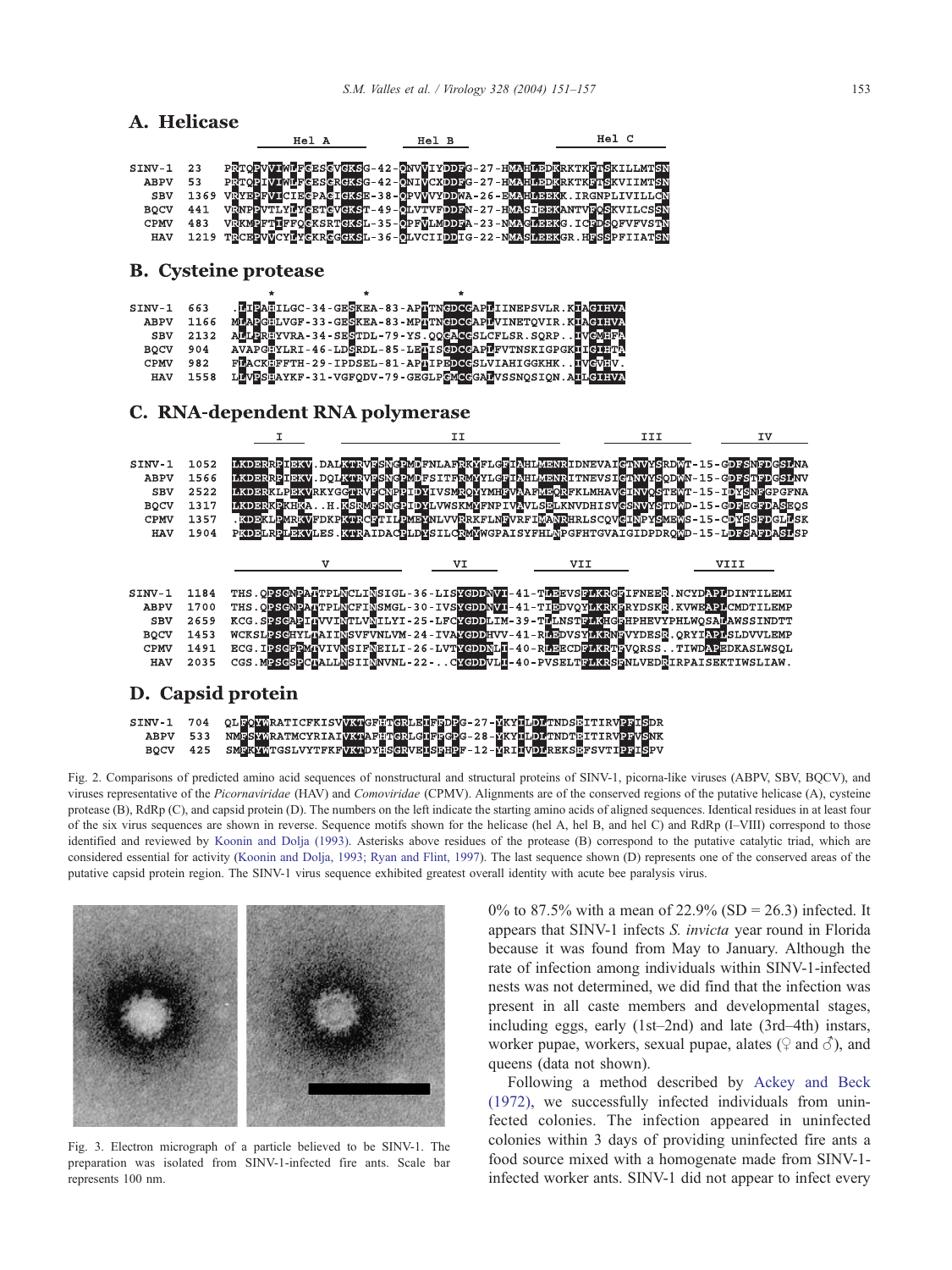## A. Helicase

```
                Hel A              Hel B              Hel C
SINV-1   23   PRTQPVVIWLFGESGVGKSG-42-QNVVIYDDFG-27-HMAHLEDKRKTKFTSKILLMTSN
 ABPV    53   PRTQPIVIWLFGESGRGKSG-42-QNIVCXDDFG-27-HMAHLEDKRKTKFTSKVIIMTSN
  SBV  1369   VRYEPFVICIEGPAGIGKSE-38-QPVVVYDDWA-26-EMAHLEEKK.IRGNPLIVILLCN
 BQCV   441   VRNPPVTLYLYGETGVGKST-49-QLVTVFDDFN-27-HMASIEEKANTVFQSKVILCSSN
 CPMV   483   VRKMPFTIFFQGKSRTGKSL-35-QPFVLMDDFA-23-NMAGLEEKG.ICFDSQFVFVSTN
  HAV  1219   TRCEPVVCYLYGKRGGGKSL-36-QLVCIIDDIG-22-NMASLEEKGR.HFSSPFIIATSN
```

## B. Cysteine protease

```
                  *              *                 *
SINV-1  663   .LIPAHILGC-34-GESKEA-83-APTTNGDCGAPLIINEPSVLR.KIAGIHVA
 ABPV  1166   MLAPGHLVGF-33-GESKEA-83-MPTTNGDCGAPLVINETQVIR.KIAGIHVA
  SBV  2132   ALLPRHYVRA-34-SESTDL-79-YS.QQGACGSLCFLSR.SQRP..IVGMHFA
 BQCV   904   AVAPGHYLRI-46-LDSRDL-85-LETISGDCGAPLFVTNSKIGPGKIIGIHTA
 CPMV   982   FLACKHFFTH-29-IPDSEL-81-APTIPEDCGSLVIAHIGGKHK..IVGVHV.
  HAV  1558   LLVPSHAYKF-31-VGFQDV-79-GEGLPGMCGGALVSSNQSIQN.AILGIHVA
```

## C. RNA-dependent RNA polymerase

```
                 I                  II                               III            IV
SINV-1 1052   LKDERRPIEKV.DALKTRVFSNGPMDFNLAFRKYFLGFIAHLMENRIDNEVAIGTNVYSRDWT-15-GDFSNFDGSLNA
 ABPV  1566   LKDERRPIEKV.DQLKTRVFSNGPMDFSITFRMYYLGFIAHLMENRITNEVSIGTNVYSQDWN-15-GDFSTFDGSLNV
  SBV  2522   LKDERKLPEKVRKYGGTRVFCNPPIDYIVSMRQYYMHFVAAFMEQRFKLMHAVGINVQSTEWT-15-IDYSNFGPGFNA
 BQCV  1317   LKDERKPKHKA..H.KSRMFSNGPIDYLVWSKMYFNPIVAVLSELKNVDHISVGSNVYSTDWD-15-GDFEGFDASEQS
 CPMV  1357   .KDEKLPMRKVFDKPKTRCFTILPMEYNLVVRRKFLNFVRFIMANRHRLSCQVGINPYSMEWS-15-CDYSSFDGLLSK
  HAV  1904   PKDELRPLEKVLES.KTRAIDACPLDYSILCRMYWGPAISYFHLNPGFHTGVAIGIDPDRQWD-15-LDFSAFDASLSP

                   V                     VI             VII               VIII
SINV-1 1184   THS.QPSGNPATTPLNCLINSIGL-36-LISYGDDNVI-41-TLEEVSFLKRGFIFNEER.NCYDAPLDINTILEMI
 ABPV  1700   THS.QPSGNPATTPLNCFINSMGL-30-IVSYGDDNVI-41-TIEDVQYLKRKFRYDSKR.KVWEAPLCMDTILEMP
  SBV  2659   KCG.SPSGAPITVVINTLVNILYI-25-LFCYGDDLIM-39-TLLNSTFLKHGFHPHEVYPHLWQSALAWSSINDTT
 BQCV  1453   WCKSLPSGHYLTAIINSVFVNLVM-24-IVAYGDDHVV-41-RLEDVSYLKRNFVYDESR.QRYIAPLSLDDVVLEMP
 CPMV  1491   ECG.IPSGFPMTVIVNSIFNEILI-26-LVTYGDDNLI-40-RLEECDFLKRTFVQRSS..TIWDAPEDKASLWSQL
  HAV  2035   CGS.MPSGSPCTALLNSIINNVNL-22-..CYGDDVLI-40-PVSELTFLKRSFNLVEDRIRPAISEKTIWSLIAW.
```

## D. Capsid protein

```
SINV-1  704   QLFQWWRATICFKISVVKTGFHTGRLEIFFDPG-27-YKYILDLTNDSEITIRVPFISDR
 ABPV   533   NMFSYWRATMCYRIAIVKTAFHTGRLGIFFGPG-28-YKYILDLTNDTEITIRVPFVSNK
 BQCV   425   SMFKYWTGSLVYTFKFVKTDYHSGRVEISFHPF-12-YRIIVDLREKSEFSVTIPFISPV
```

Fig. 2. Comparisons of predicted amino acid sequences of nonstructural and structural proteins of SINV-1, picorna-like viruses (ABPV, SBV, BQCV), and viruses representative of the *Picornaviridae* (HAV) and *Comoviridae* (CPMV). Alignments are of the conserved regions of the putative helicase (A), cysteine protease (B), RdRp (C), and capsid protein (D). The numbers on the left indicate the starting amino acids of aligned sequences. Identical residues in at least four of the six virus sequences are shown in reverse. Sequence motifs shown for the helicase (hel A, hel B, and hel C) and RdRp (I–VIII) correspond to those identified and reviewed by Koonin and Dolja (1993). Asterisks above residues of the protease (B) correspond to the putative catalytic triad, which are considered essential for activity (Koonin and Dolja, 1993; Ryan and Flint, 1997). The last sequence shown (D) represents one of the conserved areas of the putative capsid protein region. The SINV-1 virus sequence exhibited greatest overall identity with acute bee paralysis virus.

Fig. 3. Electron micrograph of a particle believed to be SINV-1. The preparation was isolated from SINV-1-infected fire ants. Scale bar represents 100 nm.

0% to 87.5% with a mean of 22.9% (SD = 26.3) infected. It appears that SINV-1 infects *S. invicta* year round in Florida because it was found from May to January. Although the rate of infection among individuals within SINV-1-infected nests was not determined, we did find that the infection was present in all caste members and developmental stages, including eggs, early (1st–2nd) and late (3rd–4th) instars, worker pupae, workers, sexual pupae, alates (♀ and ♂), and queens (data not shown).

Following a method described by Ackey and Beck (1972), we successfully infected individuals from uninfected colonies. The infection appeared in uninfected colonies within 3 days of providing uninfected fire ants a food source mixed with a homogenate made from SINV-1-infected worker ants. SINV-1 did not appear to infect every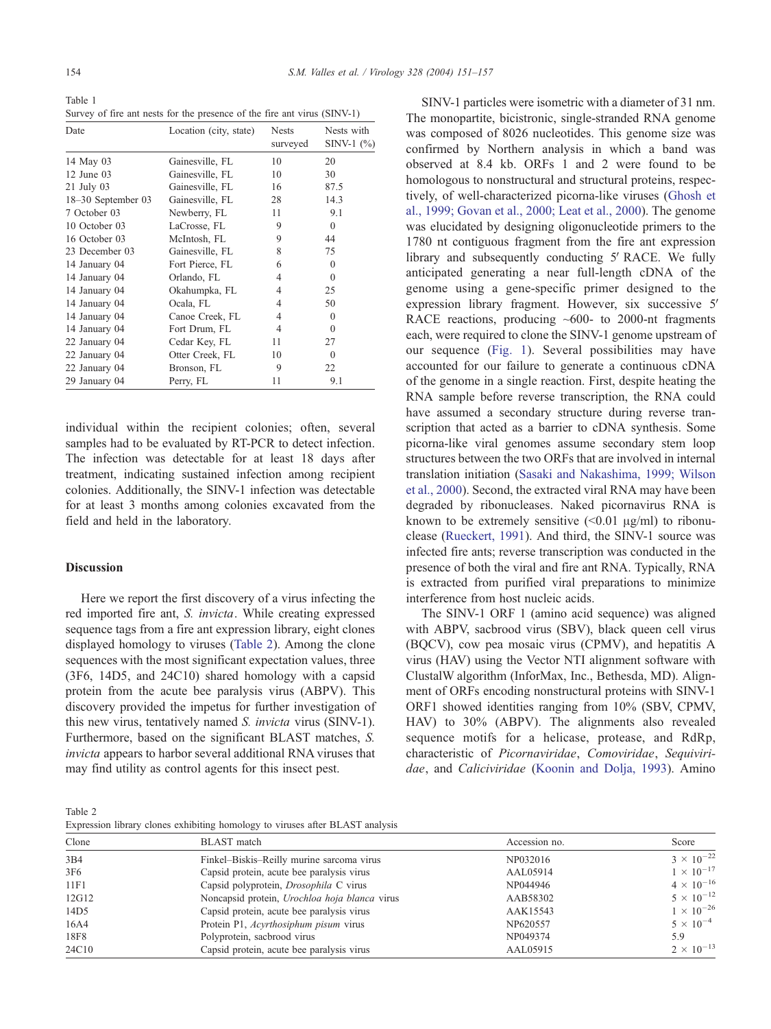Table 1
Survey of fire ant nests for the presence of the fire ant virus (SINV-1)

| Date | Location (city, state) | Nests surveyed | Nests with SINV-1 (%) |
|---|---|---|---|
| 14 May 03 | Gainesville, FL | 10 | 20 |
| 12 June 03 | Gainesville, FL | 10 | 30 |
| 21 July 03 | Gainesville, FL | 16 | 87.5 |
| 18–30 September 03 | Gainesville, FL | 28 | 14.3 |
| 7 October 03 | Newberry, FL | 11 | 9.1 |
| 10 October 03 | LaCrosse, FL | 9 | 0 |
| 16 October 03 | McIntosh, FL | 9 | 44 |
| 23 December 03 | Gainesville, FL | 8 | 75 |
| 14 January 04 | Fort Pierce, FL | 6 | 0 |
| 14 January 04 | Orlando, FL | 4 | 0 |
| 14 January 04 | Okahumpka, FL | 4 | 25 |
| 14 January 04 | Ocala, FL | 4 | 50 |
| 14 January 04 | Canoe Creek, FL | 4 | 0 |
| 14 January 04 | Fort Drum, FL | 4 | 0 |
| 22 January 04 | Cedar Key, FL | 11 | 27 |
| 22 January 04 | Otter Creek, FL | 10 | 0 |
| 22 January 04 | Bronson, FL | 9 | 22 |
| 29 January 04 | Perry, FL | 11 | 9.1 |

individual within the recipient colonies; often, several samples had to be evaluated by RT-PCR to detect infection. The infection was detectable for at least 18 days after treatment, indicating sustained infection among recipient colonies. Additionally, the SINV-1 infection was detectable for at least 3 months among colonies excavated from the field and held in the laboratory.

## Discussion

Here we report the first discovery of a virus infecting the red imported fire ant, *S. invicta*. While creating expressed sequence tags from a fire ant expression library, eight clones displayed homology to viruses (Table 2). Among the clone sequences with the most significant expectation values, three (3F6, 14D5, and 24C10) shared homology with a capsid protein from the acute bee paralysis virus (ABPV). This discovery provided the impetus for further investigation of this new virus, tentatively named *S. invicta* virus (SINV-1). Furthermore, based on the significant BLAST matches, *S. invicta* appears to harbor several additional RNA viruses that may find utility as control agents for this insect pest.

SINV-1 particles were isometric with a diameter of 31 nm. The monopartite, bicistronic, single-stranded RNA genome was composed of 8026 nucleotides. This genome size was confirmed by Northern analysis in which a band was observed at 8.4 kb. ORFs 1 and 2 were found to be homologous to nonstructural and structural proteins, respectively, of well-characterized picorna-like viruses (Ghosh et al., 1999; Govan et al., 2000; Leat et al., 2000). The genome was elucidated by designing oligonucleotide primers to the 1780 nt contiguous fragment from the fire ant expression library and subsequently conducting 5′ RACE. We fully anticipated generating a near full-length cDNA of the genome using a gene-specific primer designed to the expression library fragment. However, six successive 5′ RACE reactions, producing ~600- to 2000-nt fragments each, were required to clone the SINV-1 genome upstream of our sequence (Fig. 1). Several possibilities may have accounted for our failure to generate a continuous cDNA of the genome in a single reaction. First, despite heating the RNA sample before reverse transcription, the RNA could have assumed a secondary structure during reverse transcription that acted as a barrier to cDNA synthesis. Some picorna-like viral genomes assume secondary stem loop structures between the two ORFs that are involved in internal translation initiation (Sasaki and Nakashima, 1999; Wilson et al., 2000). Second, the extracted viral RNA may have been degraded by ribonucleases. Naked picornavirus RNA is known to be extremely sensitive (<0.01 μg/ml) to ribonuclease (Rueckert, 1991). And third, the SINV-1 source was infected fire ants; reverse transcription was conducted in the presence of both the viral and fire ant RNA. Typically, RNA is extracted from purified viral preparations to minimize interference from host nucleic acids.

The SINV-1 ORF 1 (amino acid sequence) was aligned with ABPV, sacbrood virus (SBV), black queen cell virus (BQCV), cow pea mosaic virus (CPMV), and hepatitis A virus (HAV) using the Vector NTI alignment software with ClustalW algorithm (InforMax, Inc., Bethesda, MD). Alignment of ORFs encoding nonstructural proteins with SINV-1 ORF1 showed identities ranging from 10% (SBV, CPMV, HAV) to 30% (ABPV). The alignments also revealed sequence motifs for a helicase, protease, and RdRp, characteristic of *Picornaviridae*, *Comoviridae*, *Sequiviridae*, and *Caliciviridae* (Koonin and Dolja, 1993). Amino

Table 2
Expression library clones exhibiting homology to viruses after BLAST analysis

| Clone | BLAST match | Accession no. | Score |
|---|---|---|---|
| 3B4 | Finkel–Biskis–Reilly murine sarcoma virus | NP032016 | $3 \times 10^{-22}$ |
| 3F6 | Capsid protein, acute bee paralysis virus | AAL05914 | $1 \times 10^{-17}$ |
| 11F1 | Capsid polyprotein, *Drosophila* C virus | NP044946 | $4 \times 10^{-16}$ |
| 12G12 | Noncapsid protein, *Urochloa hoja blanca* virus | AAB58302 | $5 \times 10^{-12}$ |
| 14D5 | Capsid protein, acute bee paralysis virus | AAK15543 | $1 \times 10^{-26}$ |
| 16A4 | Protein P1, *Acyrthosiphum pisum* virus | NP620557 | $5 \times 10^{-4}$ |
| 18F8 | Polyprotein, sacbrood virus | NP049374 | 5.9 |
| 24C10 | Capsid protein, acute bee paralysis virus | AAL05915 | $2 \times 10^{-13}$ |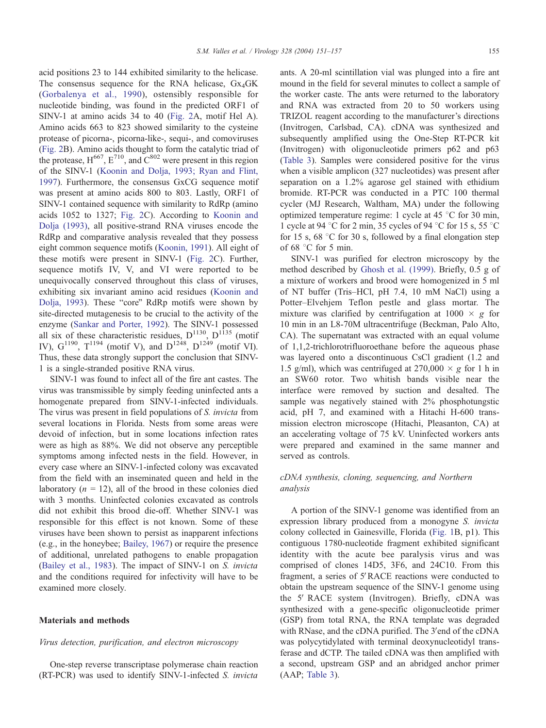acid positions 23 to 144 exhibited similarity to the helicase. The consensus sequence for the RNA helicase, $Gx_4GK$ (Gorbalenya et al., 1990), ostensibly responsible for nucleotide binding, was found in the predicted ORF1 of SINV-1 at amino acids 34 to 40 (Fig. 2A, motif Hel A). Amino acids 663 to 823 showed similarity to the cysteine protease of picorna-, picorna-like-, sequi-, and comoviruses (Fig. 2B). Amino acids thought to form the catalytic triad of the protease, $H^{667}$, $E^{710}$, and $C^{802}$ were present in this region of the SINV-1 (Koonin and Dolja, 1993; Ryan and Flint, 1997). Furthermore, the consensus GxCG sequence motif was present at amino acids 800 to 803. Lastly, ORF1 of SINV-1 contained sequence with similarity to RdRp (amino acids 1052 to 1327; Fig. 2C). According to Koonin and Dolja (1993), all positive-strand RNA viruses encode the RdRp and comparative analysis revealed that they possess eight common sequence motifs (Koonin, 1991). All eight of these motifs were present in SINV-1 (Fig. 2C). Further, sequence motifs IV, V, and VI were reported to be unequivocally conserved throughout this class of viruses, exhibiting six invariant amino acid residues (Koonin and Dolja, 1993). These "core" RdRp motifs were shown by site-directed mutagenesis to be crucial to the activity of the enzyme (Sankar and Porter, 1992). The SINV-1 possessed all six of these characteristic residues, $D^{1130}$, $D^{1135}$ (motif IV), $G^{1190}$, $T^{1194}$ (motif V), and $D^{1248}$, $D^{1249}$ (motif VI). Thus, these data strongly support the conclusion that SINV-1 is a single-stranded positive RNA virus.

SINV-1 was found to infect all of the fire ant castes. The virus was transmissible by simply feeding uninfected ants a homogenate prepared from SINV-1-infected individuals. The virus was present in field populations of *S. invicta* from several locations in Florida. Nests from some areas were devoid of infection, but in some locations infection rates were as high as 88%. We did not observe any perceptible symptoms among infected nests in the field. However, in every case where an SINV-1-infected colony was excavated from the field with an inseminated queen and held in the laboratory ($n = 12$), all of the brood in these colonies died with 3 months. Uninfected colonies excavated as controls did not exhibit this brood die-off. Whether SINV-1 was responsible for this effect is not known. Some of these viruses have been shown to persist as inapparent infections (e.g., in the honeybee; Bailey, 1967) or require the presence of additional, unrelated pathogens to enable propagation (Bailey et al., 1983). The impact of SINV-1 on *S. invicta* and the conditions required for infectivity will have to be examined more closely.

## Materials and methods

### *Virus detection, purification, and electron microscopy*

One-step reverse transcriptase polymerase chain reaction (RT-PCR) was used to identify SINV-1-infected *S. invicta* ants. A 20-ml scintillation vial was plunged into a fire ant mound in the field for several minutes to collect a sample of the worker caste. The ants were returned to the laboratory and RNA was extracted from 20 to 50 workers using TRIZOL reagent according to the manufacturer's directions (Invitrogen, Carlsbad, CA). cDNA was synthesized and subsequently amplified using the One-Step RT-PCR kit (Invitrogen) with oligonucleotide primers p62 and p63 (Table 3). Samples were considered positive for the virus when a visible amplicon (327 nucleotides) was present after separation on a 1.2% agarose gel stained with ethidium bromide. RT-PCR was conducted in a PTC 100 thermal cycler (MJ Research, Waltham, MA) under the following optimized temperature regime: 1 cycle at 45 °C for 30 min, 1 cycle at 94 °C for 2 min, 35 cycles of 94 °C for 15 s, 55 °C for 15 s, 68 °C for 30 s, followed by a final elongation step of 68 °C for 5 min.

SINV-1 was purified for electron microscopy by the method described by Ghosh et al. (1999). Briefly, 0.5 g of a mixture of workers and brood were homogenized in 5 ml of NT buffer (Tris–HCl, pH 7.4, 10 mM NaCl) using a Potter–Elvehjem Teflon pestle and glass mortar. The mixture was clarified by centrifugation at 1000 × *g* for 10 min in an L8-70M ultracentrifuge (Beckman, Palo Alto, CA). The supernatant was extracted with an equal volume of 1,1,2-trichlorotrifluoroethane before the aqueous phase was layered onto a discontinuous CsCl gradient (1.2 and 1.5 g/ml), which was centrifuged at 270,000 × *g* for 1 h in an SW60 rotor. Two whitish bands visible near the interface were removed by suction and desalted. The sample was negatively stained with 2% phosphotungstic acid, pH 7, and examined with a Hitachi H-600 transmission electron microscope (Hitachi, Pleasanton, CA) at an accelerating voltage of 75 kV. Uninfected workers ants were prepared and examined in the same manner and served as controls.

### *cDNA synthesis, cloning, sequencing, and Northern analysis*

A portion of the SINV-1 genome was identified from an expression library produced from a monogyne *S. invicta* colony collected in Gainesville, Florida (Fig. 1B, p1). This contiguous 1780-nucleotide fragment exhibited significant identity with the acute bee paralysis virus and was comprised of clones 14D5, 3F6, and 24C10. From this fragment, a series of 5′RACE reactions were conducted to obtain the upstream sequence of the SINV-1 genome using the 5′ RACE system (Invitrogen). Briefly, cDNA was synthesized with a gene-specific oligonucleotide primer (GSP) from total RNA, the RNA template was degraded with RNase, and the cDNA purified. The 3′end of the cDNA was polycytidylated with terminal deoxynucleotidyl transferase and dCTP. The tailed cDNA was then amplified with a second, upstream GSP and an abridged anchor primer (AAP; Table 3).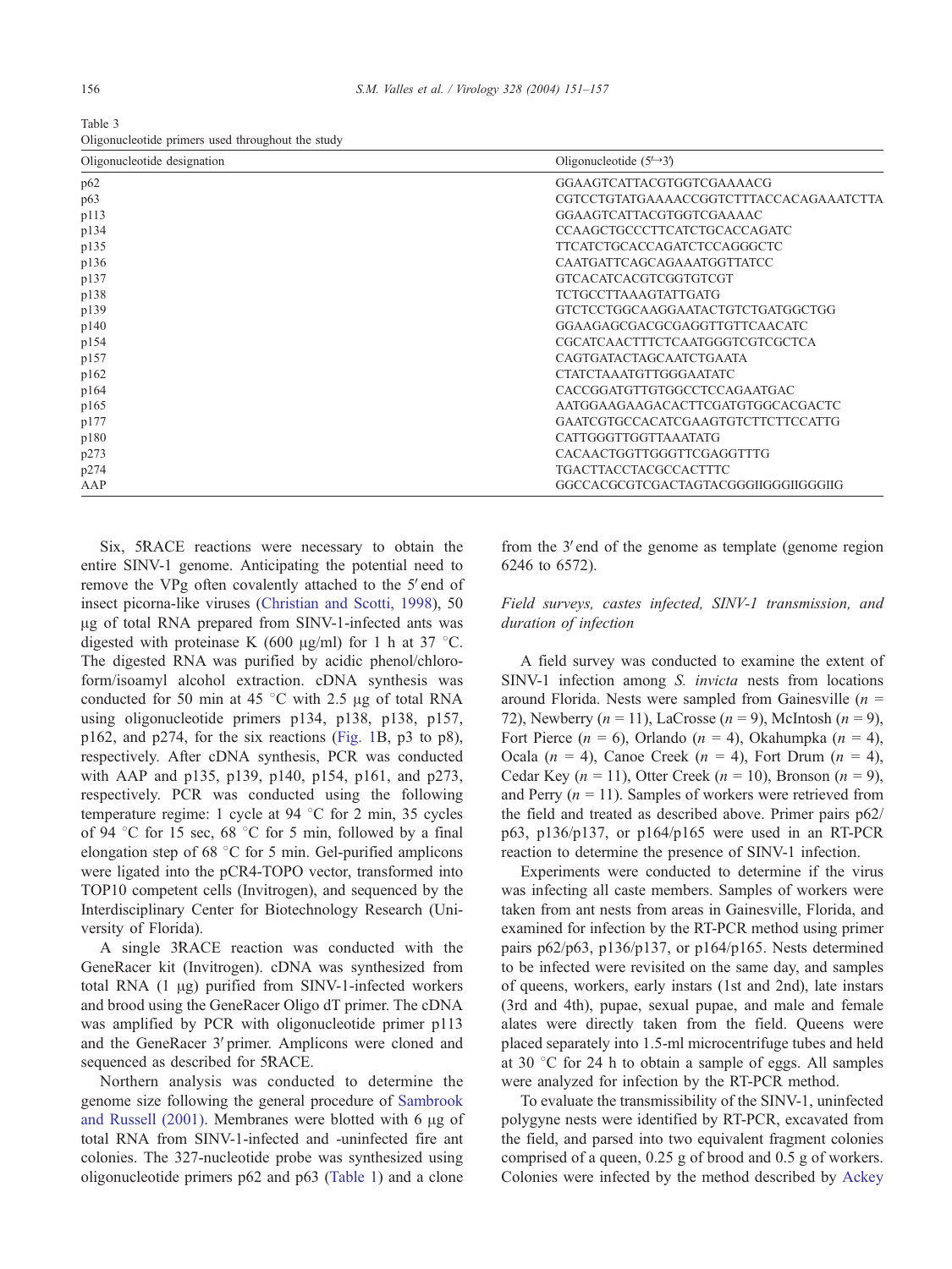Table 3
Oligonucleotide primers used throughout the study

| Oligonucleotide designation | Oligonucleotide (5′→3′) |
|---|---|
| p62 | GGAAGTCATTACGTGGTCGAAAACG |
| p63 | CGTCCTGTATGAAAACCGGTCTTTACCACAGAAATCTTA |
| p113 | GGAAGTCATTACGTGGTCGAAAAC |
| p134 | CCAAGCTGCCCTTCATCTGCACCAGATC |
| p135 | TTCATCTGCACCAGATCTCCAGGGCTC |
| p136 | CAATGATTCAGCAGAAATGGTTATCC |
| p137 | GTCACATCACGTCGGTGTCGT |
| p138 | TCTGCCTTAAAGTATTGATG |
| p139 | GTCTCCTGGCAAGGAATACTGTCTGATGGCTGG |
| p140 | GGAAGAGCGACGCGAGGTTGTTCAACATC |
| p154 | CGCATCAACTTTCTCAATGGGTCGTCGCTCA |
| p157 | CAGTGATACTAGCAATCTGAATA |
| p162 | CTATCTAAATGTTGGGAATATC |
| p164 | CACCGGATGTTGTGGCCTCCAGAATGAC |
| p165 | AATGGAAGAAGACACTTCGATGTGGCACGACTC |
| p177 | GAATCGTGCCACATCGAAGTGTCTTCTTCCATTG |
| p180 | CATTGGGTTGGTTAAATATG |
| p273 | CACAACTGGTTGGGTTCGAGGTTTG |
| p274 | TGACTTACCTACGCCACTTTC |
| AAP | GGCCACGCGTCGACTAGTACGGGIIGGGIIGGGIIG |

Six, 5′RACE reactions were necessary to obtain the entire SINV-1 genome. Anticipating the potential need to remove the VPg often covalently attached to the 5′ end of insect picorna-like viruses (Christian and Scotti, 1998), 50 μg of total RNA prepared from SINV-1-infected ants was digested with proteinase K (600 μg/ml) for 1 h at 37 °C. The digested RNA was purified by acidic phenol/chloroform/isoamyl alcohol extraction. cDNA synthesis was conducted for 50 min at 45 °C with 2.5 μg of total RNA using oligonucleotide primers p134, p138, p138, p157, p162, and p274, for the six reactions (Fig. 1B, p3 to p8), respectively. After cDNA synthesis, PCR was conducted with AAP and p135, p139, p140, p154, p161, and p273, respectively. PCR was conducted using the following temperature regime: 1 cycle at 94 °C for 2 min, 35 cycles of 94 °C for 15 sec, 68 °C for 5 min, followed by a final elongation step of 68 °C for 5 min. Gel-purified amplicons were ligated into the pCR4-TOPO vector, transformed into TOP10 competent cells (Invitrogen), and sequenced by the Interdisciplinary Center for Biotechnology Research (University of Florida).

A single 3′RACE reaction was conducted with the GeneRacer kit (Invitrogen). cDNA was synthesized from total RNA (1 μg) purified from SINV-1-infected workers and brood using the GeneRacer Oligo dT primer. The cDNA was amplified by PCR with oligonucleotide primer p113 and the GeneRacer 3′ primer. Amplicons were cloned and sequenced as described for 5′RACE.

Northern analysis was conducted to determine the genome size following the general procedure of Sambrook and Russell (2001). Membranes were blotted with 6 μg of total RNA from SINV-1-infected and -uninfected fire ant colonies. The 327-nucleotide probe was synthesized using oligonucleotide primers p62 and p63 (Table 1) and a clone from the 3′ end of the genome as template (genome region 6246 to 6572).

### *Field surveys, castes infected, SINV-1 transmission, and duration of infection*

A field survey was conducted to examine the extent of SINV-1 infection among *S. invicta* nests from locations around Florida. Nests were sampled from Gainesville ($n$ = 72), Newberry ($n$ = 11), LaCrosse ($n$ = 9), McIntosh ($n$ = 9), Fort Pierce ($n$ = 6), Orlando ($n$ = 4), Okahumpka ($n$ = 4), Ocala ($n$ = 4), Canoe Creek ($n$ = 4), Fort Drum ($n$ = 4), Cedar Key ($n$ = 11), Otter Creek ($n$ = 10), Bronson ($n$ = 9), and Perry ($n$ = 11). Samples of workers were retrieved from the field and treated as described above. Primer pairs p62/p63, p136/p137, or p164/p165 were used in an RT-PCR reaction to determine the presence of SINV-1 infection.

Experiments were conducted to determine if the virus was infecting all caste members. Samples of workers were taken from ant nests from areas in Gainesville, Florida, and examined for infection by the RT-PCR method using primer pairs p62/p63, p136/p137, or p164/p165. Nests determined to be infected were revisited on the same day, and samples of queens, workers, early instars (1st and 2nd), late instars (3rd and 4th), pupae, sexual pupae, and male and female alates were directly taken from the field. Queens were placed separately into 1.5-ml microcentrifuge tubes and held at 30 °C for 24 h to obtain a sample of eggs. All samples were analyzed for infection by the RT-PCR method.

To evaluate the transmissibility of the SINV-1, uninfected polygyne nests were identified by RT-PCR, excavated from the field, and parsed into two equivalent fragment colonies comprised of a queen, 0.25 g of brood and 0.5 g of workers. Colonies were infected by the method described by Ackey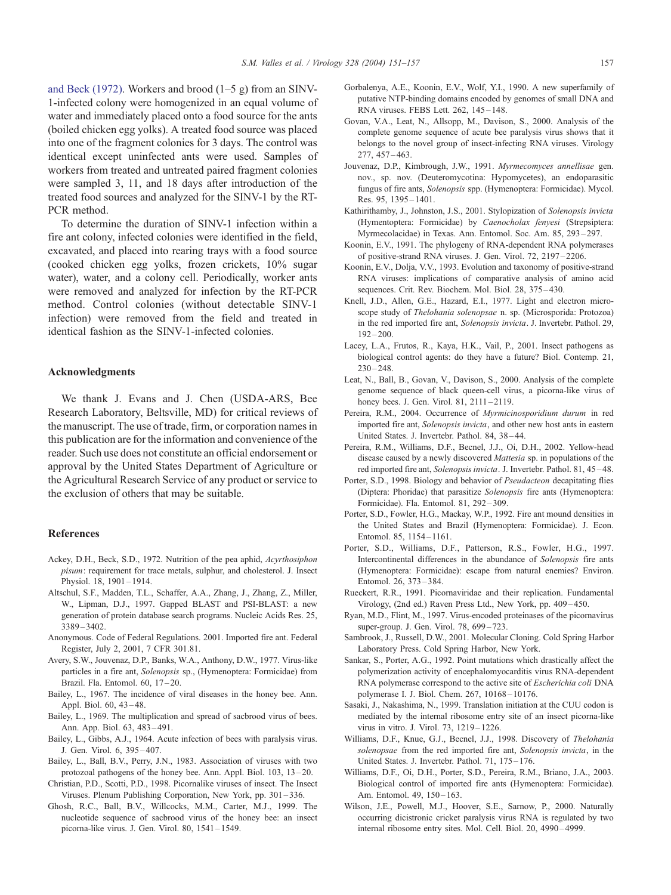and Beck (1972). Workers and brood (1–5 g) from an SINV-1-infected colony were homogenized in an equal volume of water and immediately placed onto a food source for the ants (boiled chicken egg yolks). A treated food source was placed into one of the fragment colonies for 3 days. The control was identical except uninfected ants were used. Samples of workers from treated and untreated paired fragment colonies were sampled 3, 11, and 18 days after introduction of the treated food sources and analyzed for the SINV-1 by the RT-PCR method.

To determine the duration of SINV-1 infection within a fire ant colony, infected colonies were identified in the field, excavated, and placed into rearing trays with a food source (cooked chicken egg yolks, frozen crickets, 10% sugar water), water, and a colony cell. Periodically, worker ants were removed and analyzed for infection by the RT-PCR method. Control colonies (without detectable SINV-1 infection) were removed from the field and treated in identical fashion as the SINV-1-infected colonies.

## Acknowledgments

We thank J. Evans and J. Chen (USDA-ARS, Bee Research Laboratory, Beltsville, MD) for critical reviews of the manuscript. The use of trade, firm, or corporation names in this publication are for the information and convenience of the reader. Such use does not constitute an official endorsement or approval by the United States Department of Agriculture or the Agricultural Research Service of any product or service to the exclusion of others that may be suitable.

## References

Ackey, D.H., Beck, S.D., 1972. Nutrition of the pea aphid, *Acyrthosiphon pisum*: requirement for trace metals, sulphur, and cholesterol. J. Insect Physiol. 18, 1901–1914.

Altschul, S.F., Madden, T.L., Schaffer, A.A., Zhang, J., Zhang, Z., Miller, W., Lipman, D.J., 1997. Gapped BLAST and PSI-BLAST: a new generation of protein database search programs. Nucleic Acids Res. 25, 3389–3402.

Anonymous. Code of Federal Regulations. 2001. Imported fire ant. Federal Register, July 2, 2001, 7 CFR 301.81.

Avery, S.W., Jouvenaz, D.P., Banks, W.A., Anthony, D.W., 1977. Virus-like particles in a fire ant, *Solenopsis* sp., (Hymenoptera: Formicidae) from Brazil. Fla. Entomol. 60, 17–20.

Bailey, L., 1967. The incidence of viral diseases in the honey bee. Ann. Appl. Biol. 60, 43–48.

Bailey, L., 1969. The multiplication and spread of sacbrood virus of bees. Ann. App. Biol. 63, 483–491.

Bailey, L., Gibbs, A.J., 1964. Acute infection of bees with paralysis virus. J. Gen. Virol. 6, 395–407.

Bailey, L., Ball, B.V., Perry, J.N., 1983. Association of viruses with two protozoal pathogens of the honey bee. Ann. Appl. Biol. 103, 13–20.

Christian, P.D., Scotti, P.D., 1998. Picornalike viruses of insect. The Insect Viruses. Plenum Publishing Corporation, New York, pp. 301–336.

Ghosh, R.C., Ball, B.V., Willcocks, M.M., Carter, M.J., 1999. The nucleotide sequence of sacbrood virus of the honey bee: an insect picorna-like virus. J. Gen. Virol. 80, 1541–1549.

Gorbalenya, A.E., Koonin, E.V., Wolf, Y.I., 1990. A new superfamily of putative NTP-binding domains encoded by genomes of small DNA and RNA viruses. FEBS Lett. 262, 145–148.

Govan, V.A., Leat, N., Allsopp, M., Davison, S., 2000. Analysis of the complete genome sequence of acute bee paralysis virus shows that it belongs to the novel group of insect-infecting RNA viruses. Virology 277, 457–463.

Jouvenaz, D.P., Kimbrough, J.W., 1991. *Myrmecomyces annellisae* gen. nov., sp. nov. (Deuteromycotina: Hypomycetes), an endoparasitic fungus of fire ants, *Solenopsis* spp. (Hymenoptera: Formicidae). Mycol. Res. 95, 1395–1401.

Kathirithamby, J., Johnston, J.S., 2001. Stylopization of *Solenopsis invicta* (Hymentoptera: Formicidae) by *Caenocholax fenyesi* (Strepsiptera: Myrmecolacidae) in Texas. Ann. Entomol. Soc. Am. 85, 293–297.

Koonin, E.V., 1991. The phylogeny of RNA-dependent RNA polymerases of positive-strand RNA viruses. J. Gen. Virol. 72, 2197–2206.

Koonin, E.V., Dolja, V.V., 1993. Evolution and taxonomy of positive-strand RNA viruses: implications of comparative analysis of amino acid sequences. Crit. Rev. Biochem. Mol. Biol. 28, 375–430.

Knell, J.D., Allen, G.E., Hazard, E.I., 1977. Light and electron microscope study of *Thelohania solenopsae* n. sp. (Microsporida: Protozoa) in the red imported fire ant, *Solenopsis invicta*. J. Invertebr. Pathol. 29, 192–200.

Lacey, L.A., Frutos, R., Kaya, H.K., Vail, P., 2001. Insect pathogens as biological control agents: do they have a future? Biol. Contemp. 21, 230–248.

Leat, N., Ball, B., Govan, V., Davison, S., 2000. Analysis of the complete genome sequence of black queen-cell virus, a picorna-like virus of honey bees. J. Gen. Virol. 81, 2111–2119.

Pereira, R.M., 2004. Occurrence of *Myrmicinosporidium durum* in red imported fire ant, *Solenopsis invicta*, and other new host ants in eastern United States. J. Invertebr. Pathol. 84, 38–44.

Pereira, R.M., Williams, D.F., Becnel, J.J., Oi, D.H., 2002. Yellow-head disease caused by a newly discovered *Mattesia* sp. in populations of the red imported fire ant, *Solenopsis invicta*. J. Invertebr. Pathol. 81, 45–48.

Porter, S.D., 1998. Biology and behavior of *Pseudacteon* decapitating flies (Diptera: Phoridae) that parasitize *Solenopsis* fire ants (Hymenoptera: Formicidae). Fla. Entomol. 81, 292–309.

Porter, S.D., Fowler, H.G., Mackay, W.P., 1992. Fire ant mound densities in the United States and Brazil (Hymenoptera: Formicidae). J. Econ. Entomol. 85, 1154–1161.

Porter, S.D., Williams, D.F., Patterson, R.S., Fowler, H.G., 1997. Intercontinental differences in the abundance of *Solenopsis* fire ants (Hymenoptera: Formicidae): escape from natural enemies? Environ. Entomol. 26, 373–384.

Rueckert, R.R., 1991. Picornaviridae and their replication. Fundamental Virology, (2nd ed.) Raven Press Ltd., New York, pp. 409–450.

Ryan, M.D., Flint, M., 1997. Virus-encoded proteinases of the picornavirus super-group. J. Gen. Virol. 78, 699–723.

Sambrook, J., Russell, D.W., 2001. Molecular Cloning. Cold Spring Harbor Laboratory Press. Cold Spring Harbor, New York.

Sankar, S., Porter, A.G., 1992. Point mutations which drastically affect the polymerization activity of encephalomyocarditis virus RNA-dependent RNA polymerase correspond to the active site of *Escherichia coli* DNA polymerase I. J. Biol. Chem. 267, 10168–10176.

Sasaki, J., Nakashima, N., 1999. Translation initiation at the CUU codon is mediated by the internal ribosome entry site of an insect picorna-like virus in vitro. J. Virol. 73, 1219–1226.

Williams, D.F., Knue, G.J., Becnel, J.J., 1998. Discovery of *Thelohania solenopsae* from the red imported fire ant, *Solenopsis invicta*, in the United States. J. Invertebr. Pathol. 71, 175–176.

Williams, D.F., Oi, D.H., Porter, S.D., Pereira, R.M., Briano, J.A., 2003. Biological control of imported fire ants (Hymenoptera: Formicidae). Am. Entomol. 49, 150–163.

Wilson, J.E., Powell, M.J., Hoover, S.E., Sarnow, P., 2000. Naturally occurring dicistronic cricket paralysis virus RNA is regulated by two internal ribosome entry sites. Mol. Cell. Biol. 20, 4990–4999.